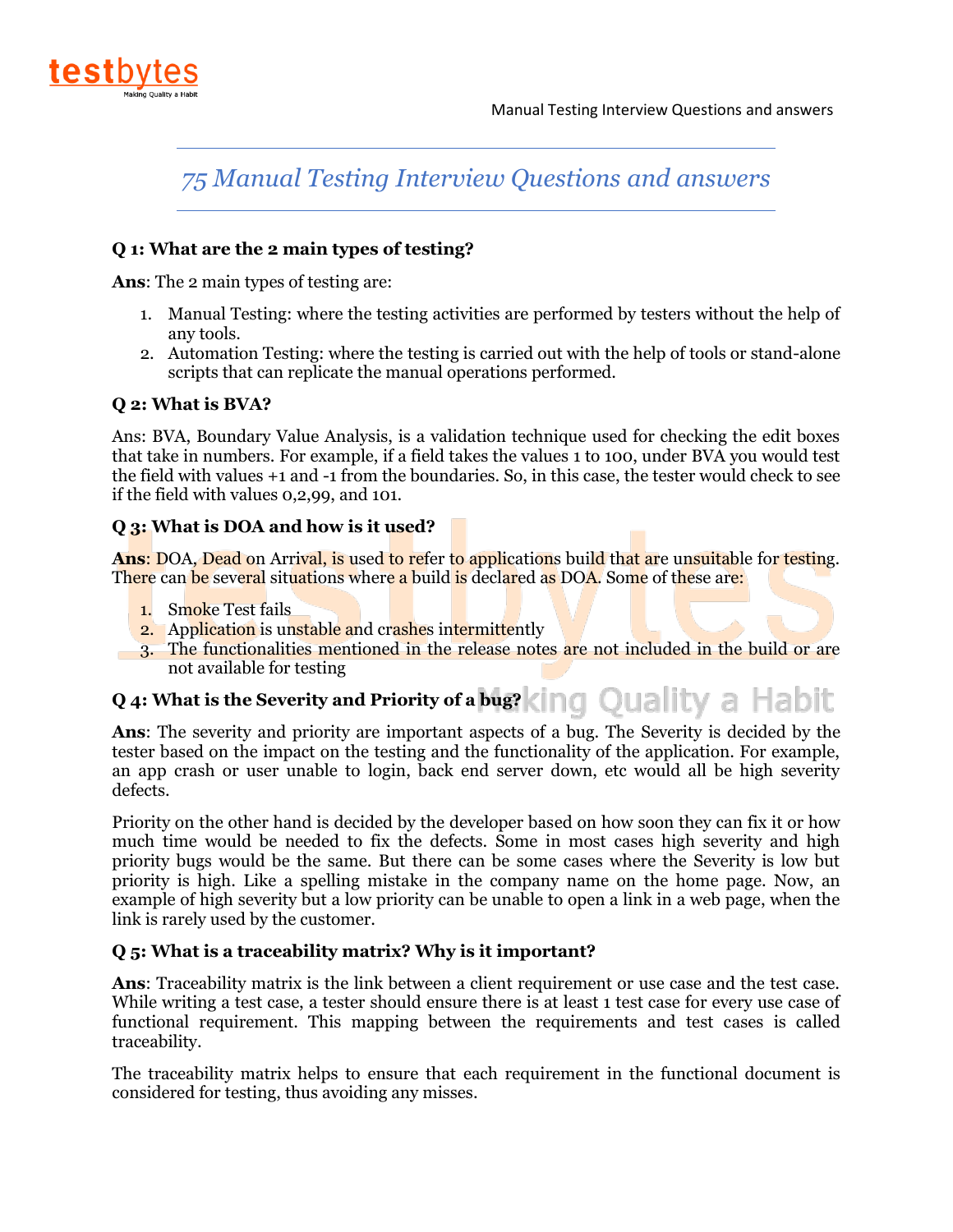# 75 Manual Testing Interview Questions and answers

**Q 1: What are the 2 main types of testing?**

**Ans**: The 2 main types of testing are:

1. Manual Testing: where the testing activities are performed by testers without the help of any tools.
2. Automation Testing: where the testing is carried out with the help of tools or stand-alone scripts that can replicate the manual operations performed.

**Q 2: What is BVA?**

Ans: BVA, Boundary Value Analysis, is a validation technique used for checking the edit boxes that take in numbers. For example, if a field takes the values 1 to 100, under BVA you would test the field with values +1 and -1 from the boundaries. So, in this case, the tester would check to see if the field with values 0,2,99, and 101.

**Q 3: What is DOA and how is it used?**

**Ans**: DOA, Dead on Arrival, is used to refer to applications build that are unsuitable for testing. There can be several situations where a build is declared as DOA. Some of these are:

1. Smoke Test fails
2. Application is unstable and crashes intermittently
3. The functionalities mentioned in the release notes are not included in the build or are not available for testing

**Q 4: What is the Severity and Priority of a bug?**

**Ans**: The severity and priority are important aspects of a bug. The Severity is decided by the tester based on the impact on the testing and the functionality of the application. For example, an app crash or user unable to login, back end server down, etc would all be high severity defects.

Priority on the other hand is decided by the developer based on how soon they can fix it or how much time would be needed to fix the defects. Some in most cases high severity and high priority bugs would be the same. But there can be some cases where the Severity is low but priority is high. Like a spelling mistake in the company name on the home page. Now, an example of high severity but a low priority can be unable to open a link in a web page, when the link is rarely used by the customer.

**Q 5: What is a traceability matrix? Why is it important?**

**Ans**: Traceability matrix is the link between a client requirement or use case and the test case. While writing a test case, a tester should ensure there is at least 1 test case for every use case of functional requirement. This mapping between the requirements and test cases is called traceability.

The traceability matrix helps to ensure that each requirement in the functional document is considered for testing, thus avoiding any misses.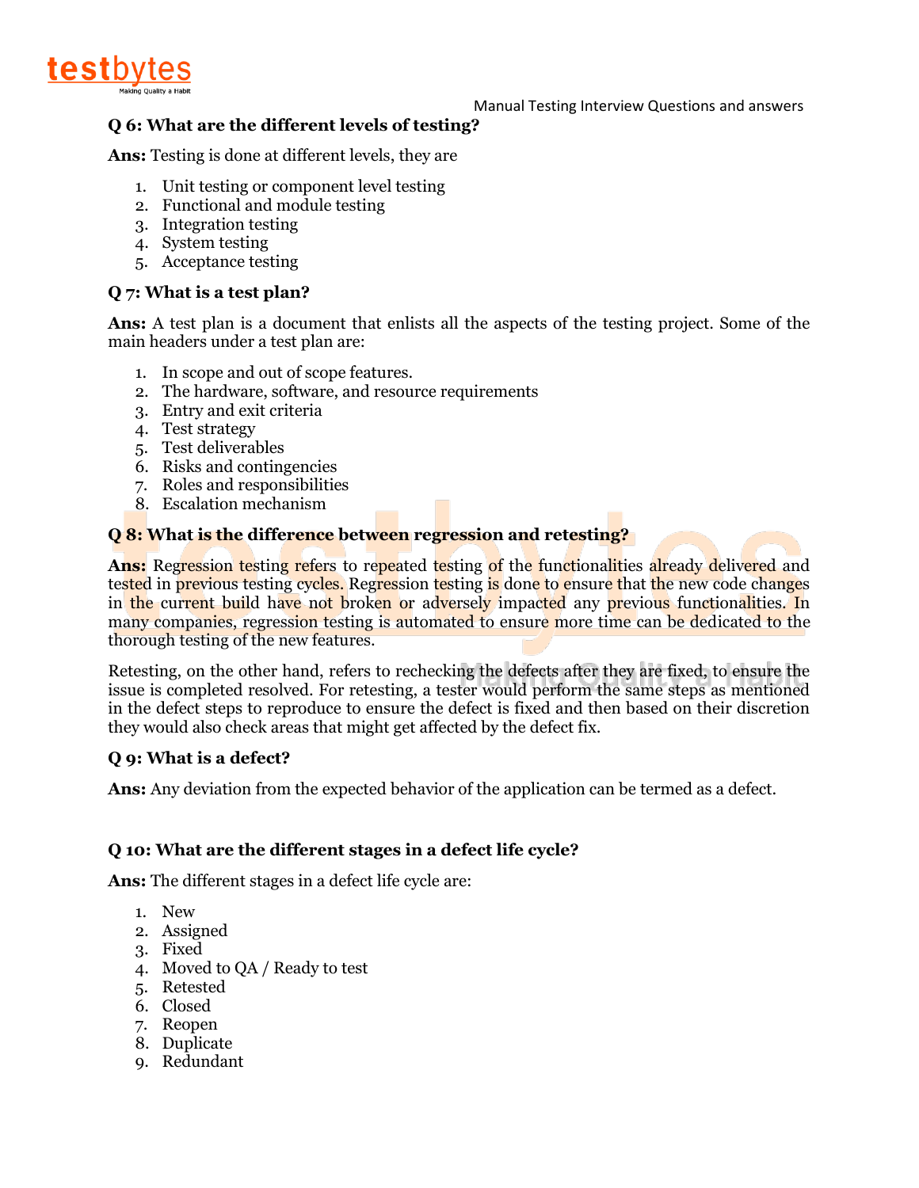**Q 6: What are the different levels of testing?**

**Ans:** Testing is done at different levels, they are

1. Unit testing or component level testing
2. Functional and module testing
3. Integration testing
4. System testing
5. Acceptance testing

**Q 7: What is a test plan?**

**Ans:** A test plan is a document that enlists all the aspects of the testing project. Some of the main headers under a test plan are:

1. In scope and out of scope features.
2. The hardware, software, and resource requirements
3. Entry and exit criteria
4. Test strategy
5. Test deliverables
6. Risks and contingencies
7. Roles and responsibilities
8. Escalation mechanism

**Q 8: What is the difference between regression and retesting?**

**Ans:** Regression testing refers to repeated testing of the functionalities already delivered and tested in previous testing cycles. Regression testing is done to ensure that the new code changes in the current build have not broken or adversely impacted any previous functionalities. In many companies, regression testing is automated to ensure more time can be dedicated to the thorough testing of the new features.

Retesting, on the other hand, refers to rechecking the defects after they are fixed, to ensure the issue is completed resolved. For retesting, a tester would perform the same steps as mentioned in the defect steps to reproduce to ensure the defect is fixed and then based on their discretion they would also check areas that might get affected by the defect fix.

**Q 9: What is a defect?**

**Ans:** Any deviation from the expected behavior of the application can be termed as a defect.

**Q 10: What are the different stages in a defect life cycle?**

**Ans:** The different stages in a defect life cycle are:

1. New
2. Assigned
3. Fixed
4. Moved to QA / Ready to test
5. Retested
6. Closed
7. Reopen
8. Duplicate
9. Redundant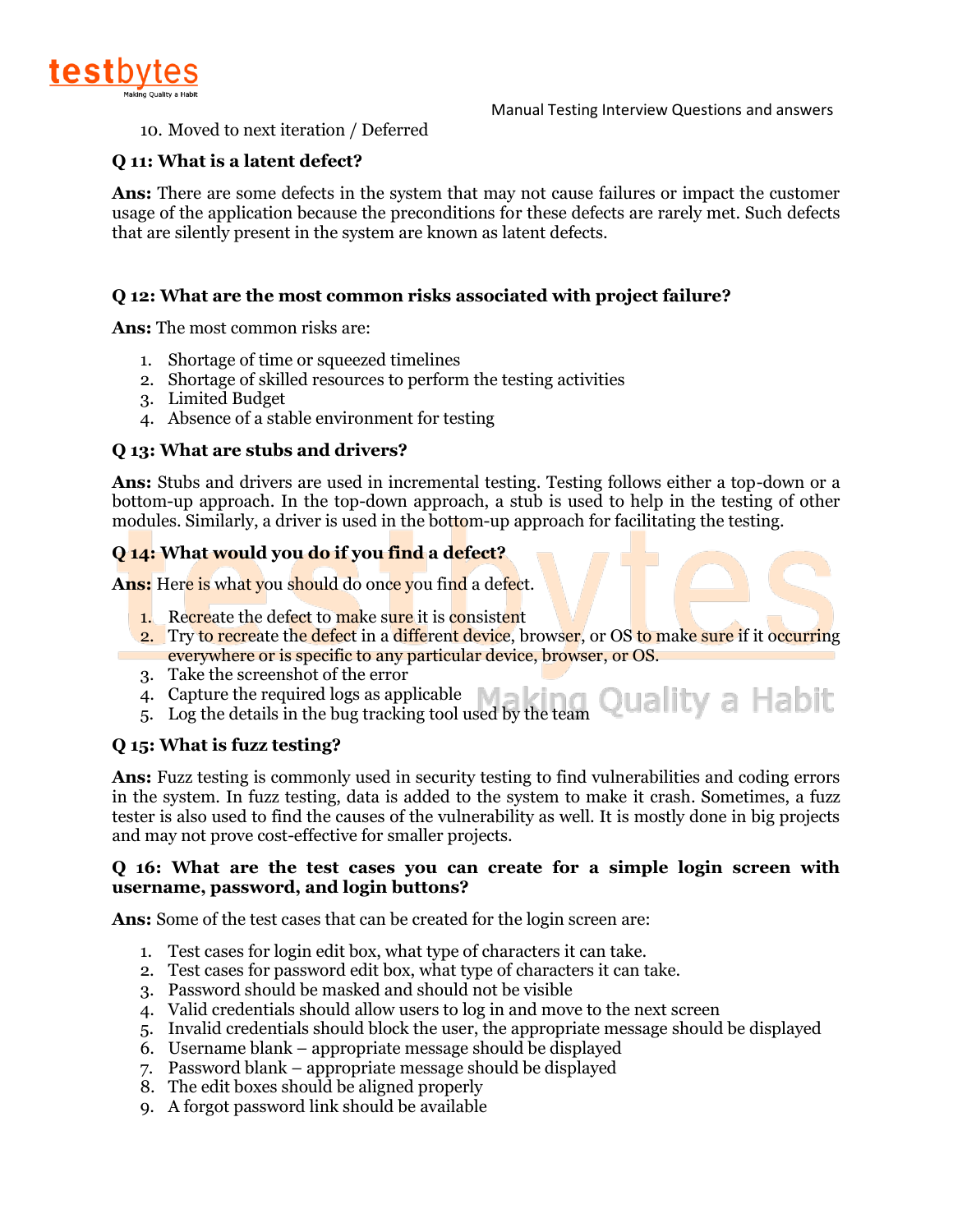10. Moved to next iteration / Deferred

**Q 11: What is a latent defect?**

**Ans:** There are some defects in the system that may not cause failures or impact the customer usage of the application because the preconditions for these defects are rarely met. Such defects that are silently present in the system are known as latent defects.

**Q 12: What are the most common risks associated with project failure?**

**Ans:** The most common risks are:

1. Shortage of time or squeezed timelines
2. Shortage of skilled resources to perform the testing activities
3. Limited Budget
4. Absence of a stable environment for testing

**Q 13: What are stubs and drivers?**

**Ans:** Stubs and drivers are used in incremental testing. Testing follows either a top-down or a bottom-up approach. In the top-down approach, a stub is used to help in the testing of other modules. Similarly, a driver is used in the bottom-up approach for facilitating the testing.

**Q 14: What would you do if you find a defect?**

**Ans:** Here is what you should do once you find a defect.

1. Recreate the defect to make sure it is consistent
2. Try to recreate the defect in a different device, browser, or OS to make sure if it occurring everywhere or is specific to any particular device, browser, or OS.
3. Take the screenshot of the error
4. Capture the required logs as applicable
5. Log the details in the bug tracking tool used by the team

**Q 15: What is fuzz testing?**

**Ans:** Fuzz testing is commonly used in security testing to find vulnerabilities and coding errors in the system. In fuzz testing, data is added to the system to make it crash. Sometimes, a fuzz tester is also used to find the causes of the vulnerability as well. It is mostly done in big projects and may not prove cost-effective for smaller projects.

**Q 16: What are the test cases you can create for a simple login screen with username, password, and login buttons?**

**Ans:** Some of the test cases that can be created for the login screen are:

1. Test cases for login edit box, what type of characters it can take.
2. Test cases for password edit box, what type of characters it can take.
3. Password should be masked and should not be visible
4. Valid credentials should allow users to log in and move to the next screen
5. Invalid credentials should block the user, the appropriate message should be displayed
6. Username blank – appropriate message should be displayed
7. Password blank – appropriate message should be displayed
8. The edit boxes should be aligned properly
9. A forgot password link should be available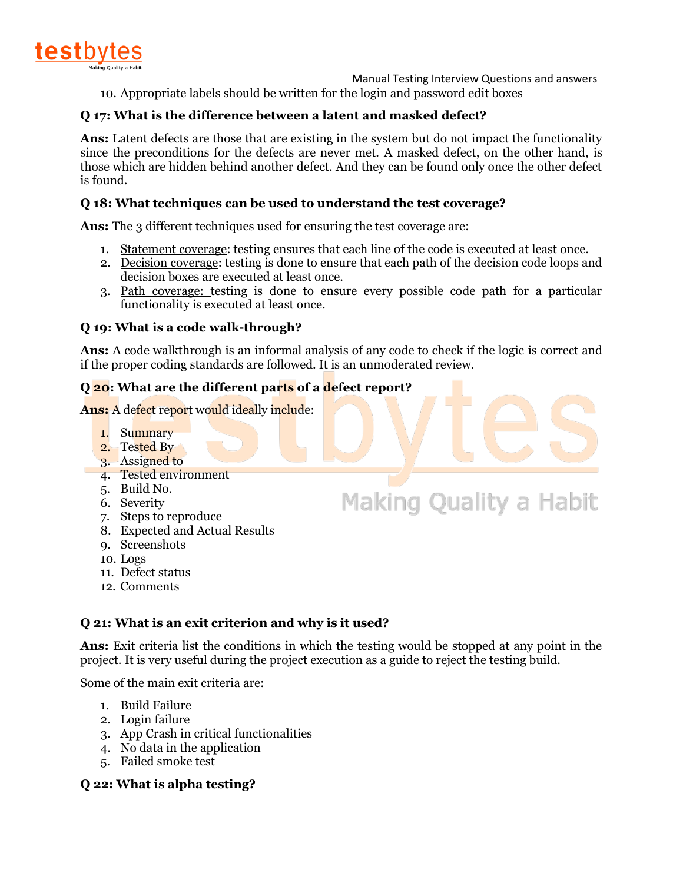10. Appropriate labels should be written for the login and password edit boxes

**Q 17: What is the difference between a latent and masked defect?**

**Ans:** Latent defects are those that are existing in the system but do not impact the functionality since the preconditions for the defects are never met. A masked defect, on the other hand, is those which are hidden behind another defect. And they can be found only once the other defect is found.

**Q 18: What techniques can be used to understand the test coverage?**

**Ans:** The 3 different techniques used for ensuring the test coverage are:

1. Statement coverage: testing ensures that each line of the code is executed at least once.
2. Decision coverage: testing is done to ensure that each path of the decision code loops and decision boxes are executed at least once.
3. Path coverage: testing is done to ensure every possible code path for a particular functionality is executed at least once.

**Q 19: What is a code walk-through?**

**Ans:** A code walkthrough is an informal analysis of any code to check if the logic is correct and if the proper coding standards are followed. It is an unmoderated review.

**Q 20: What are the different parts of a defect report?**

**Ans:** A defect report would ideally include:

1. Summary
2. Tested By
3. Assigned to
4. Tested environment
5. Build No.
6. Severity
7. Steps to reproduce
8. Expected and Actual Results
9. Screenshots
10. Logs
11. Defect status
12. Comments

**Q 21: What is an exit criterion and why is it used?**

**Ans:** Exit criteria list the conditions in which the testing would be stopped at any point in the project. It is very useful during the project execution as a guide to reject the testing build.

Some of the main exit criteria are:

1. Build Failure
2. Login failure
3. App Crash in critical functionalities
4. No data in the application
5. Failed smoke test

**Q 22: What is alpha testing?**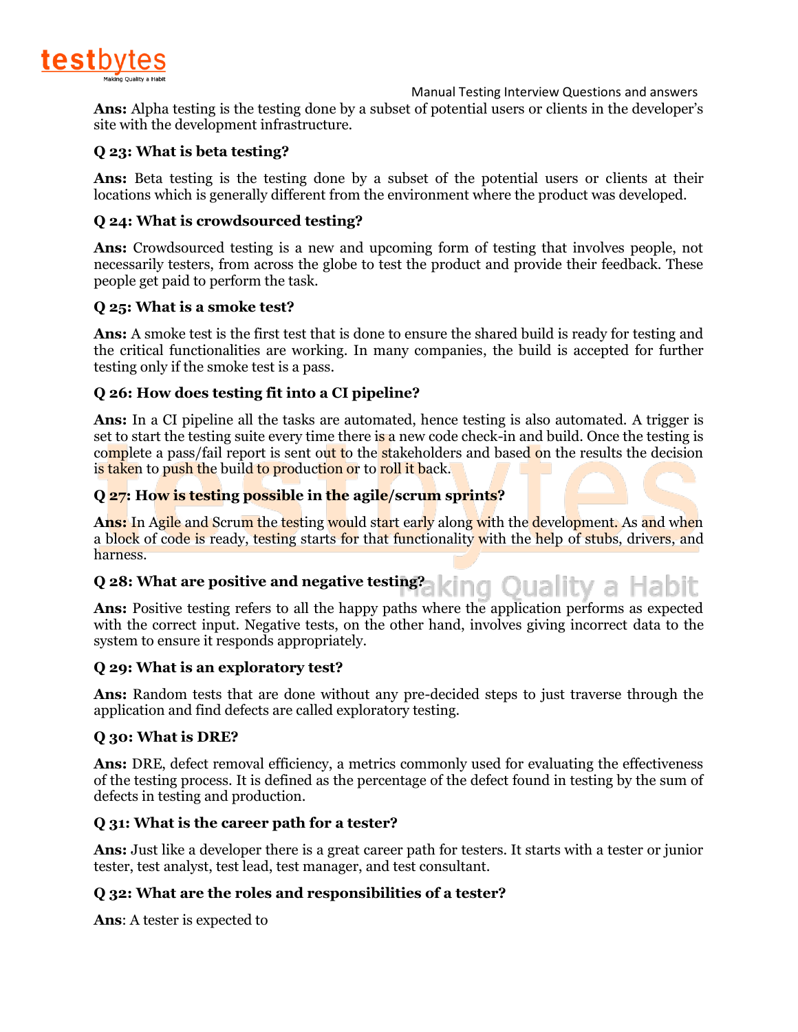**Ans:** Alpha testing is the testing done by a subset of potential users or clients in the developer's site with the development infrastructure.

**Q 23: What is beta testing?**

**Ans:** Beta testing is the testing done by a subset of the potential users or clients at their locations which is generally different from the environment where the product was developed.

**Q 24: What is crowdsourced testing?**

**Ans:** Crowdsourced testing is a new and upcoming form of testing that involves people, not necessarily testers, from across the globe to test the product and provide their feedback. These people get paid to perform the task.

**Q 25: What is a smoke test?**

**Ans:** A smoke test is the first test that is done to ensure the shared build is ready for testing and the critical functionalities are working. In many companies, the build is accepted for further testing only if the smoke test is a pass.

**Q 26: How does testing fit into a CI pipeline?**

**Ans:** In a CI pipeline all the tasks are automated, hence testing is also automated. A trigger is set to start the testing suite every time there is a new code check-in and build. Once the testing is complete a pass/fail report is sent out to the stakeholders and based on the results the decision is taken to push the build to production or to roll it back.

**Q 27: How is testing possible in the agile/scrum sprints?**

**Ans:** In Agile and Scrum the testing would start early along with the development. As and when a block of code is ready, testing starts for that functionality with the help of stubs, drivers, and harness.

**Q 28: What are positive and negative testing?**

**Ans:** Positive testing refers to all the happy paths where the application performs as expected with the correct input. Negative tests, on the other hand, involves giving incorrect data to the system to ensure it responds appropriately.

**Q 29: What is an exploratory test?**

**Ans:** Random tests that are done without any pre-decided steps to just traverse through the application and find defects are called exploratory testing.

**Q 30: What is DRE?**

**Ans:** DRE, defect removal efficiency, a metrics commonly used for evaluating the effectiveness of the testing process. It is defined as the percentage of the defect found in testing by the sum of defects in testing and production.

**Q 31: What is the career path for a tester?**

**Ans:** Just like a developer there is a great career path for testers. It starts with a tester or junior tester, test analyst, test lead, test manager, and test consultant.

**Q 32: What are the roles and responsibilities of a tester?**

**Ans**: A tester is expected to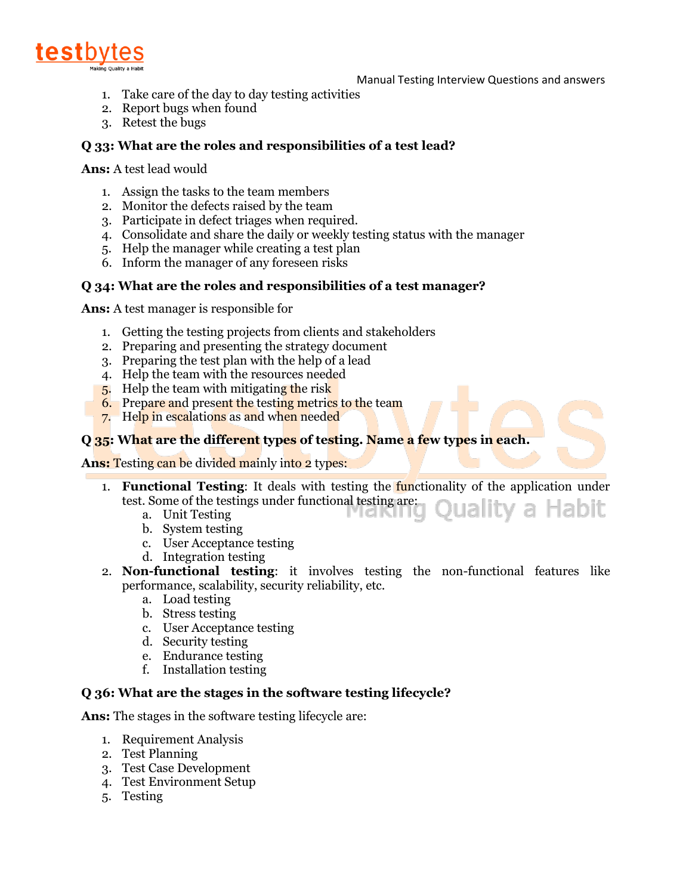1. Take care of the day to day testing activities
2. Report bugs when found
3. Retest the bugs

**Q 33: What are the roles and responsibilities of a test lead?**

**Ans:** A test lead would

1. Assign the tasks to the team members
2. Monitor the defects raised by the team
3. Participate in defect triages when required.
4. Consolidate and share the daily or weekly testing status with the manager
5. Help the manager while creating a test plan
6. Inform the manager of any foreseen risks

**Q 34: What are the roles and responsibilities of a test manager?**

**Ans:** A test manager is responsible for

1. Getting the testing projects from clients and stakeholders
2. Preparing and presenting the strategy document
3. Preparing the test plan with the help of a lead
4. Help the team with the resources needed
5. Help the team with mitigating the risk
6. Prepare and present the testing metrics to the team
7. Help in escalations as and when needed

**Q 35: What are the different types of testing. Name a few types in each.**

**Ans:** Testing can be divided mainly into 2 types:

1. **Functional Testing**: It deals with testing the functionality of the application under test. Some of the testings under functional testing are:
   a. Unit Testing
   b. System testing
   c. User Acceptance testing
   d. Integration testing
2. **Non-functional testing**: it involves testing the non-functional features like performance, scalability, security reliability, etc.
   a. Load testing
   b. Stress testing
   c. User Acceptance testing
   d. Security testing
   e. Endurance testing
   f. Installation testing

**Q 36: What are the stages in the software testing lifecycle?**

**Ans:** The stages in the software testing lifecycle are:

1. Requirement Analysis
2. Test Planning
3. Test Case Development
4. Test Environment Setup
5. Testing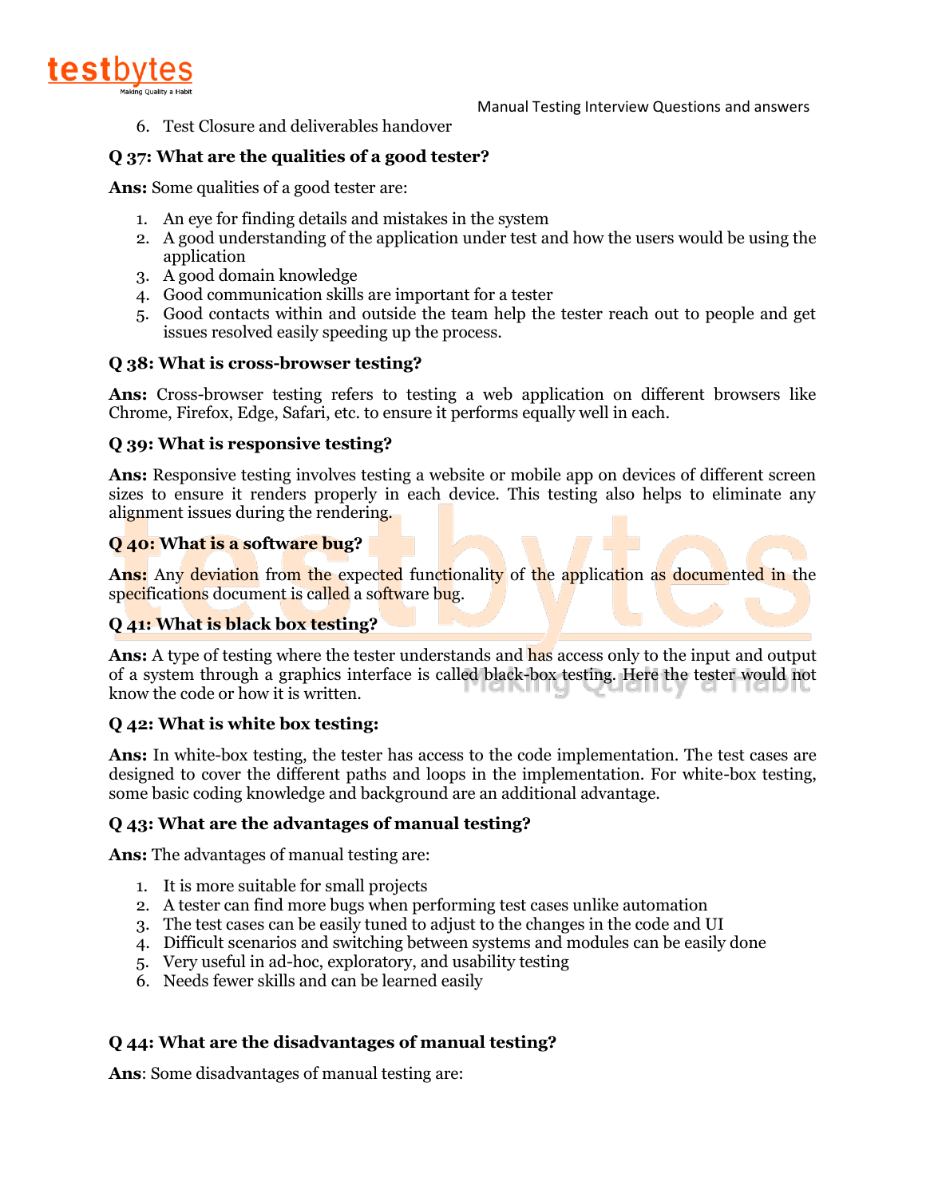6. Test Closure and deliverables handover

**Q 37: What are the qualities of a good tester?**

**Ans:** Some qualities of a good tester are:

1. An eye for finding details and mistakes in the system
2. A good understanding of the application under test and how the users would be using the application
3. A good domain knowledge
4. Good communication skills are important for a tester
5. Good contacts within and outside the team help the tester reach out to people and get issues resolved easily speeding up the process.

**Q 38: What is cross-browser testing?**

**Ans:** Cross-browser testing refers to testing a web application on different browsers like Chrome, Firefox, Edge, Safari, etc. to ensure it performs equally well in each.

**Q 39: What is responsive testing?**

**Ans:** Responsive testing involves testing a website or mobile app on devices of different screen sizes to ensure it renders properly in each device. This testing also helps to eliminate any alignment issues during the rendering.

**Q 40: What is a software bug?**

**Ans:** Any deviation from the expected functionality of the application as documented in the specifications document is called a software bug.

**Q 41: What is black box testing?**

**Ans:** A type of testing where the tester understands and has access only to the input and output of a system through a graphics interface is called black-box testing. Here the tester would not know the code or how it is written.

**Q 42: What is white box testing:**

**Ans:** In white-box testing, the tester has access to the code implementation. The test cases are designed to cover the different paths and loops in the implementation. For white-box testing, some basic coding knowledge and background are an additional advantage.

**Q 43: What are the advantages of manual testing?**

**Ans:** The advantages of manual testing are:

1. It is more suitable for small projects
2. A tester can find more bugs when performing test cases unlike automation
3. The test cases can be easily tuned to adjust to the changes in the code and UI
4. Difficult scenarios and switching between systems and modules can be easily done
5. Very useful in ad-hoc, exploratory, and usability testing
6. Needs fewer skills and can be learned easily

**Q 44: What are the disadvantages of manual testing?**

**Ans**: Some disadvantages of manual testing are: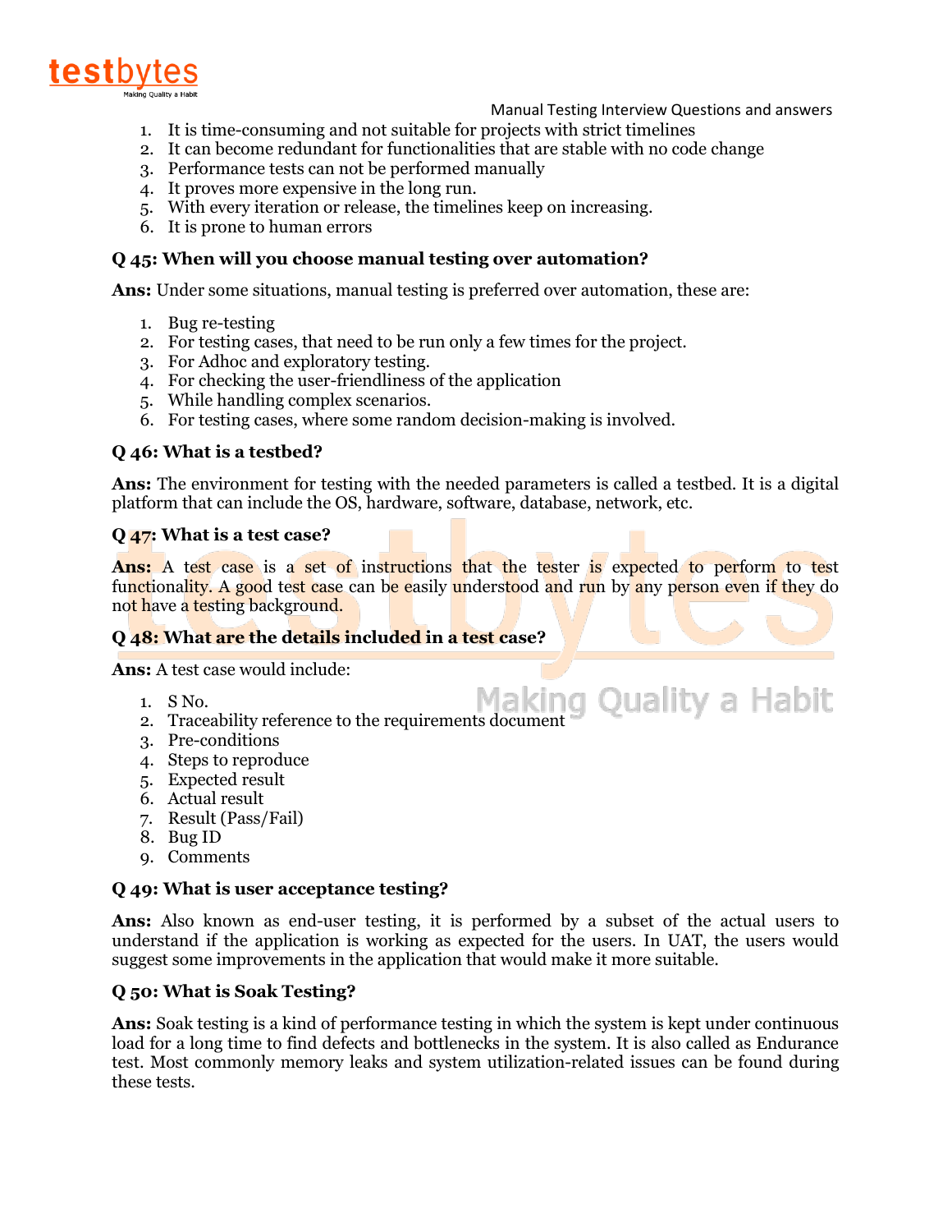1. It is time-consuming and not suitable for projects with strict timelines
2. It can become redundant for functionalities that are stable with no code change
3. Performance tests can not be performed manually
4. It proves more expensive in the long run.
5. With every iteration or release, the timelines keep on increasing.
6. It is prone to human errors

**Q 45: When will you choose manual testing over automation?**

**Ans:** Under some situations, manual testing is preferred over automation, these are:

1. Bug re-testing
2. For testing cases, that need to be run only a few times for the project.
3. For Adhoc and exploratory testing.
4. For checking the user-friendliness of the application
5. While handling complex scenarios.
6. For testing cases, where some random decision-making is involved.

**Q 46: What is a testbed?**

**Ans:** The environment for testing with the needed parameters is called a testbed. It is a digital platform that can include the OS, hardware, software, database, network, etc.

**Q 47: What is a test case?**

**Ans:** A test case is a set of instructions that the tester is expected to perform to test functionality. A good test case can be easily understood and run by any person even if they do not have a testing background.

**Q 48: What are the details included in a test case?**

**Ans:** A test case would include:

1. S No.
2. Traceability reference to the requirements document
3. Pre-conditions
4. Steps to reproduce
5. Expected result
6. Actual result
7. Result (Pass/Fail)
8. Bug ID
9. Comments

**Q 49: What is user acceptance testing?**

**Ans:** Also known as end-user testing, it is performed by a subset of the actual users to understand if the application is working as expected for the users. In UAT, the users would suggest some improvements in the application that would make it more suitable.

**Q 50: What is Soak Testing?**

**Ans:** Soak testing is a kind of performance testing in which the system is kept under continuous load for a long time to find defects and bottlenecks in the system. It is also called as Endurance test. Most commonly memory leaks and system utilization-related issues can be found during these tests.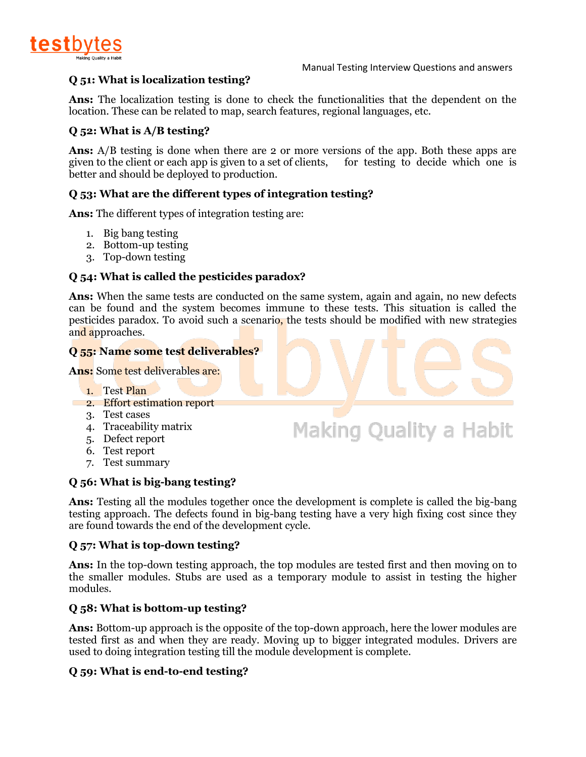**Q 51: What is localization testing?**

**Ans:** The localization testing is done to check the functionalities that the dependent on the location. These can be related to map, search features, regional languages, etc.

**Q 52: What is A/B testing?**

**Ans:** A/B testing is done when there are 2 or more versions of the app. Both these apps are given to the client or each app is given to a set of clients, for testing to decide which one is better and should be deployed to production.

**Q 53: What are the different types of integration testing?**

**Ans:** The different types of integration testing are:

1. Big bang testing
2. Bottom-up testing
3. Top-down testing

**Q 54: What is called the pesticides paradox?**

**Ans:** When the same tests are conducted on the same system, again and again, no new defects can be found and the system becomes immune to these tests. This situation is called the pesticides paradox. To avoid such a scenario, the tests should be modified with new strategies and approaches.

**Q 55: Name some test deliverables?**

**Ans:** Some test deliverables are:

1. Test Plan
2. Effort estimation report
3. Test cases
4. Traceability matrix
5. Defect report
6. Test report
7. Test summary

**Q 56: What is big-bang testing?**

**Ans:** Testing all the modules together once the development is complete is called the big-bang testing approach. The defects found in big-bang testing have a very high fixing cost since they are found towards the end of the development cycle.

**Q 57: What is top-down testing?**

**Ans:** In the top-down testing approach, the top modules are tested first and then moving on to the smaller modules. Stubs are used as a temporary module to assist in testing the higher modules.

**Q 58: What is bottom-up testing?**

**Ans:** Bottom-up approach is the opposite of the top-down approach, here the lower modules are tested first as and when they are ready. Moving up to bigger integrated modules. Drivers are used to doing integration testing till the module development is complete.

**Q 59: What is end-to-end testing?**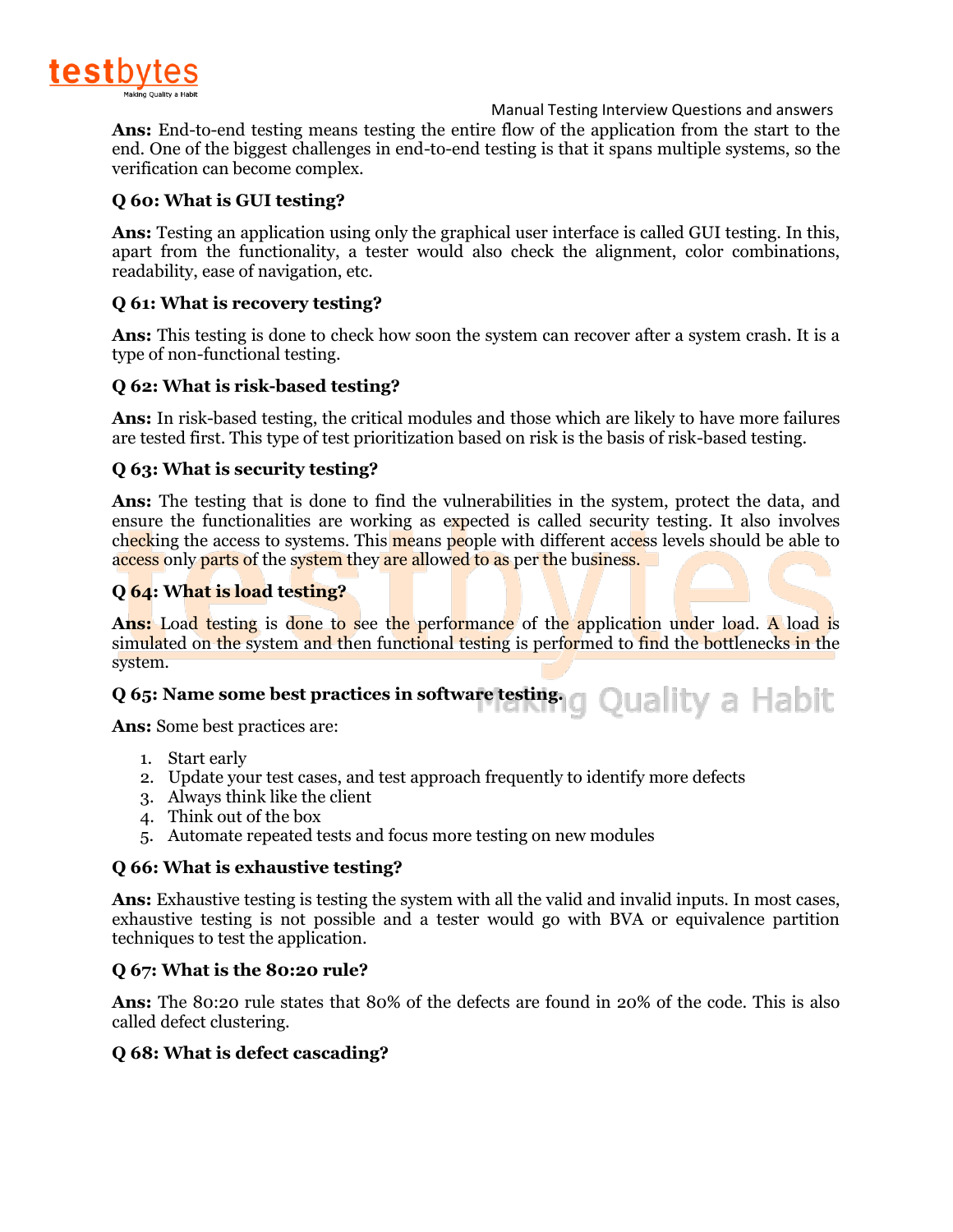**Ans:** End-to-end testing means testing the entire flow of the application from the start to the end. One of the biggest challenges in end-to-end testing is that it spans multiple systems, so the verification can become complex.

**Q 60: What is GUI testing?**

**Ans:** Testing an application using only the graphical user interface is called GUI testing. In this, apart from the functionality, a tester would also check the alignment, color combinations, readability, ease of navigation, etc.

**Q 61: What is recovery testing?**

**Ans:** This testing is done to check how soon the system can recover after a system crash. It is a type of non-functional testing.

**Q 62: What is risk-based testing?**

**Ans:** In risk-based testing, the critical modules and those which are likely to have more failures are tested first. This type of test prioritization based on risk is the basis of risk-based testing.

**Q 63: What is security testing?**

**Ans:** The testing that is done to find the vulnerabilities in the system, protect the data, and ensure the functionalities are working as expected is called security testing. It also involves checking the access to systems. This means people with different access levels should be able to access only parts of the system they are allowed to as per the business.

**Q 64: What is load testing?**

**Ans:** Load testing is done to see the performance of the application under load. A load is simulated on the system and then functional testing is performed to find the bottlenecks in the system.

**Q 65: Name some best practices in software testing.**

**Ans:** Some best practices are:

1. Start early
2. Update your test cases, and test approach frequently to identify more defects
3. Always think like the client
4. Think out of the box
5. Automate repeated tests and focus more testing on new modules

**Q 66: What is exhaustive testing?**

**Ans:** Exhaustive testing is testing the system with all the valid and invalid inputs. In most cases, exhaustive testing is not possible and a tester would go with BVA or equivalence partition techniques to test the application.

**Q 67: What is the 80:20 rule?**

**Ans:** The 80:20 rule states that 80% of the defects are found in 20% of the code. This is also called defect clustering.

**Q 68: What is defect cascading?**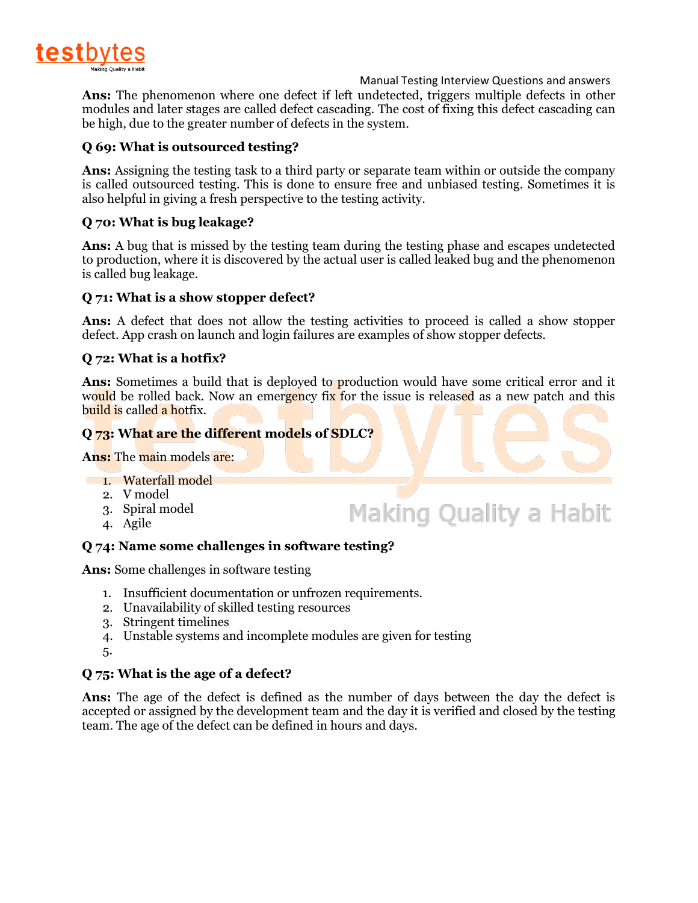**Ans:** The phenomenon where one defect if left undetected, triggers multiple defects in other modules and later stages are called defect cascading. The cost of fixing this defect cascading can be high, due to the greater number of defects in the system.

**Q 69: What is outsourced testing?**

**Ans:** Assigning the testing task to a third party or separate team within or outside the company is called outsourced testing. This is done to ensure free and unbiased testing. Sometimes it is also helpful in giving a fresh perspective to the testing activity.

**Q 70: What is bug leakage?**

**Ans:** A bug that is missed by the testing team during the testing phase and escapes undetected to production, where it is discovered by the actual user is called leaked bug and the phenomenon is called bug leakage.

**Q 71: What is a show stopper defect?**

**Ans:** A defect that does not allow the testing activities to proceed is called a show stopper defect. App crash on launch and login failures are examples of show stopper defects.

**Q 72: What is a hotfix?**

**Ans:** Sometimes a build that is deployed to production would have some critical error and it would be rolled back. Now an emergency fix for the issue is released as a new patch and this build is called a hotfix.

**Q 73: What are the different models of SDLC?**

**Ans:** The main models are:

1. Waterfall model
2. V model
3. Spiral model
4. Agile

**Q 74: Name some challenges in software testing?**

**Ans:** Some challenges in software testing

1. Insufficient documentation or unfrozen requirements.
2. Unavailability of skilled testing resources
3. Stringent timelines
4. Unstable systems and incomplete modules are given for testing
5. 

**Q 75: What is the age of a defect?**

**Ans:** The age of the defect is defined as the number of days between the day the defect is accepted or assigned by the development team and the day it is verified and closed by the testing team. The age of the defect can be defined in hours and days.